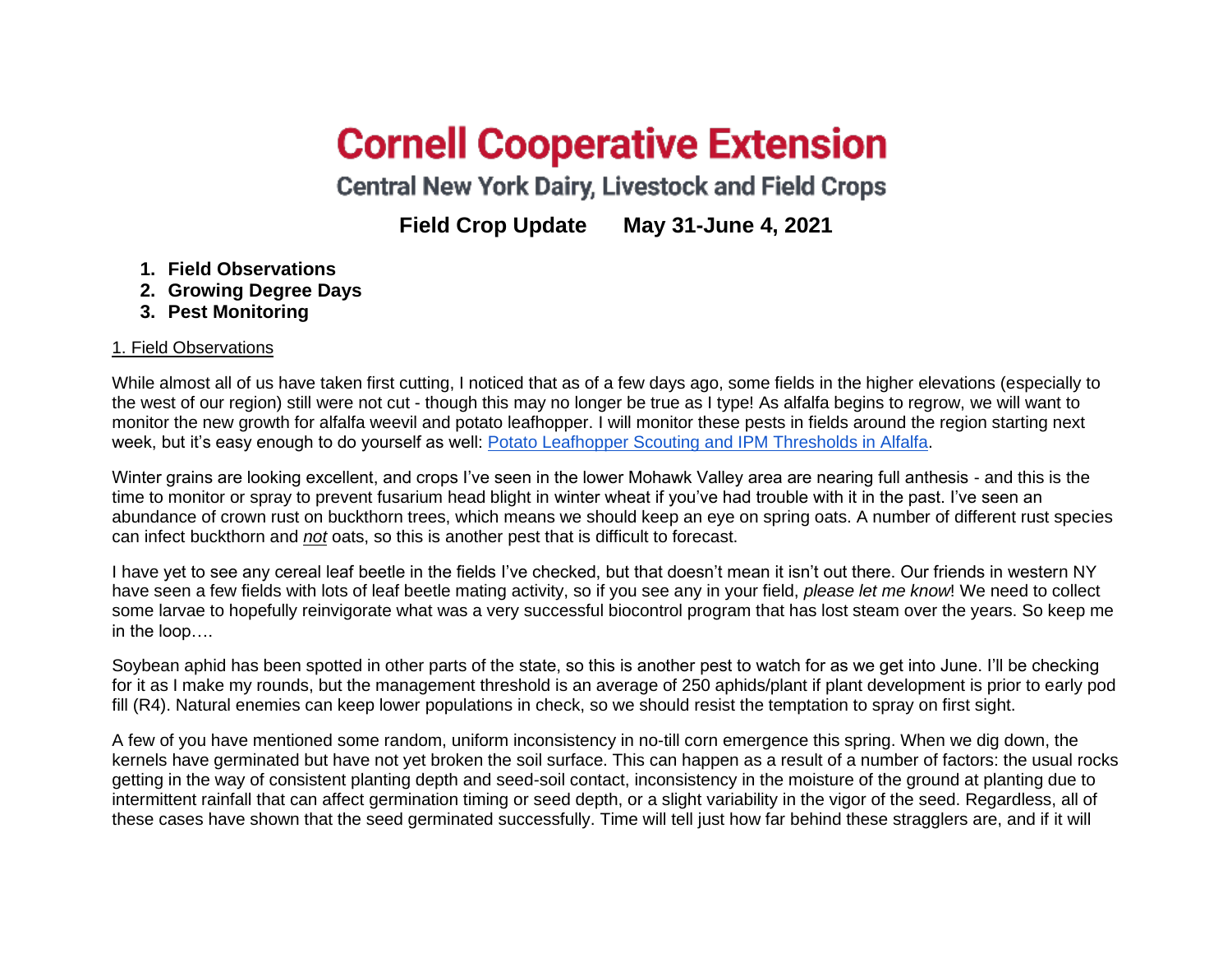# Cornell Cooperative Extension

## Central New York Dairy, Livestock and Field Crops

**Field Crop Update May 31-June 4, 2021**

1. **Field Observations**
2. **Growing Degree Days**
3. **Pest Monitoring**

1. Field Observations

While almost all of us have taken first cutting, I noticed that as of a few days ago, some fields in the higher elevations (especially to the west of our region) still were not cut - though this may no longer be true as I type! As alfalfa begins to regrow, we will want to monitor the new growth for alfalfa weevil and potato leafhopper. I will monitor these pests in fields around the region starting next week, but it's easy enough to do yourself as well: [Potato Leafhopper Scouting and IPM Thresholds in Alfalfa](#).

Winter grains are looking excellent, and crops I've seen in the lower Mohawk Valley area are nearing full anthesis - and this is the time to monitor or spray to prevent fusarium head blight in winter wheat if you've had trouble with it in the past. I've seen an abundance of crown rust on buckthorn trees, which means we should keep an eye on spring oats. A number of different rust species can infect buckthorn and ***not*** oats, so this is another pest that is difficult to forecast.

I have yet to see any cereal leaf beetle in the fields I've checked, but that doesn't mean it isn't out there. Our friends in western NY have seen a few fields with lots of leaf beetle mating activity, so if you see any in your field, *please let me know*! We need to collect some larvae to hopefully reinvigorate what was a very successful biocontrol program that has lost steam over the years. So keep me in the loop….

Soybean aphid has been spotted in other parts of the state, so this is another pest to watch for as we get into June. I'll be checking for it as I make my rounds, but the management threshold is an average of 250 aphids/plant if plant development is prior to early pod fill (R4). Natural enemies can keep lower populations in check, so we should resist the temptation to spray on first sight.

A few of you have mentioned some random, uniform inconsistency in no-till corn emergence this spring. When we dig down, the kernels have germinated but have not yet broken the soil surface. This can happen as a result of a number of factors: the usual rocks getting in the way of consistent planting depth and seed-soil contact, inconsistency in the moisture of the ground at planting due to intermittent rainfall that can affect germination timing or seed depth, or a slight variability in the vigor of the seed. Regardless, all of these cases have shown that the seed germinated successfully. Time will tell just how far behind these stragglers are, and if it will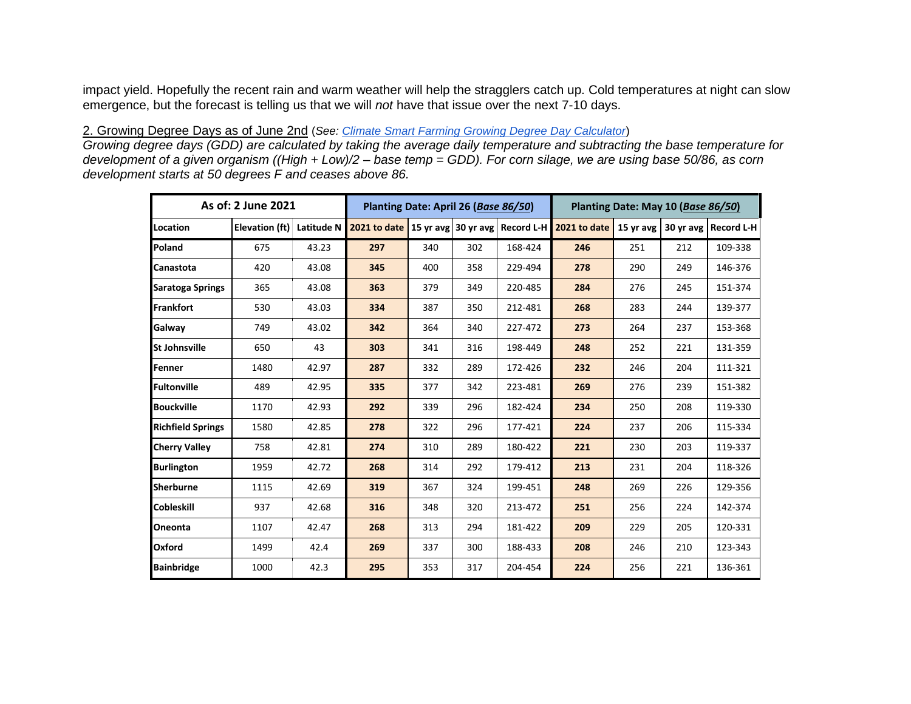impact yield. Hopefully the recent rain and warm weather will help the stragglers catch up. Cold temperatures at night can slow emergence, but the forecast is telling us that we will *not* have that issue over the next 7-10 days.

2. Growing Degree Days as of June 2nd (*See: Climate Smart Farming Growing Degree Day Calculator*)

*Growing degree days (GDD) are calculated by taking the average daily temperature and subtracting the base temperature for development of a given organism ((High + Low)/2 – base temp = GDD). For corn silage, we are using base 50/86, as corn development starts at 50 degrees F and ceases above 86.*

| As of: 2 June 2021 | | | Planting Date: April 26 (*Base 86/50*) | | | | Planting Date: May 10 (*Base 86/50*) | | | |
|---|---|---|---|---|---|---|---|---|---|---|
| Location | Elevation (ft) | Latitude N | 2021 to date | 15 yr avg | 30 yr avg | Record L-H | 2021 to date | 15 yr avg | 30 yr avg | Record L-H |
| Poland | 675 | 43.23 | 297 | 340 | 302 | 168-424 | 246 | 251 | 212 | 109-338 |
| Canastota | 420 | 43.08 | 345 | 400 | 358 | 229-494 | 278 | 290 | 249 | 146-376 |
| Saratoga Springs | 365 | 43.08 | 363 | 379 | 349 | 220-485 | 284 | 276 | 245 | 151-374 |
| Frankfort | 530 | 43.03 | 334 | 387 | 350 | 212-481 | 268 | 283 | 244 | 139-377 |
| Galway | 749 | 43.02 | 342 | 364 | 340 | 227-472 | 273 | 264 | 237 | 153-368 |
| St Johnsville | 650 | 43 | 303 | 341 | 316 | 198-449 | 248 | 252 | 221 | 131-359 |
| Fenner | 1480 | 42.97 | 287 | 332 | 289 | 172-426 | 232 | 246 | 204 | 111-321 |
| Fultonville | 489 | 42.95 | 335 | 377 | 342 | 223-481 | 269 | 276 | 239 | 151-382 |
| Bouckville | 1170 | 42.93 | 292 | 339 | 296 | 182-424 | 234 | 250 | 208 | 119-330 |
| Richfield Springs | 1580 | 42.85 | 278 | 322 | 296 | 177-421 | 224 | 237 | 206 | 115-334 |
| Cherry Valley | 758 | 42.81 | 274 | 310 | 289 | 180-422 | 221 | 230 | 203 | 119-337 |
| Burlington | 1959 | 42.72 | 268 | 314 | 292 | 179-412 | 213 | 231 | 204 | 118-326 |
| Sherburne | 1115 | 42.69 | 319 | 367 | 324 | 199-451 | 248 | 269 | 226 | 129-356 |
| Cobleskill | 937 | 42.68 | 316 | 348 | 320 | 213-472 | 251 | 256 | 224 | 142-374 |
| Oneonta | 1107 | 42.47 | 268 | 313 | 294 | 181-422 | 209 | 229 | 205 | 120-331 |
| Oxford | 1499 | 42.4 | 269 | 337 | 300 | 188-433 | 208 | 246 | 210 | 123-343 |
| Bainbridge | 1000 | 42.3 | 295 | 353 | 317 | 204-454 | 224 | 256 | 221 | 136-361 |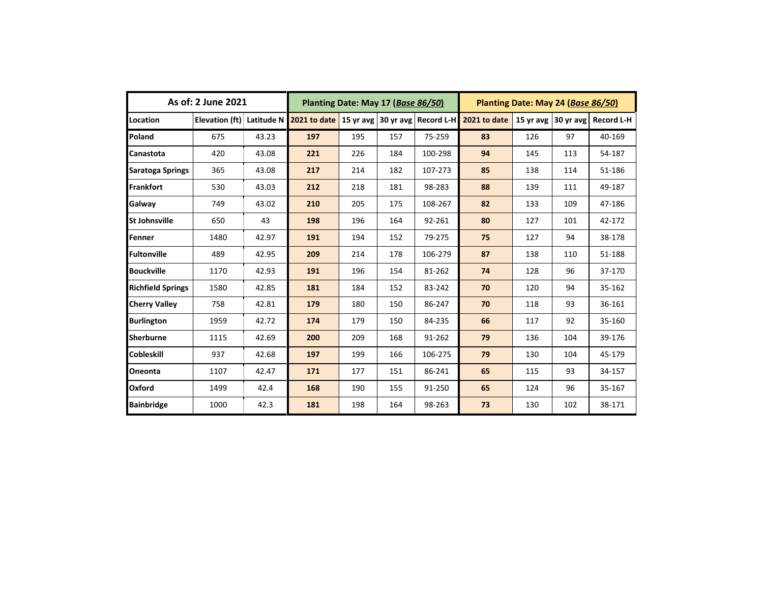| As of: 2 June 2021 | | | Planting Date: May 17 (***Base 86/50***) | | | | Planting Date: May 24 (***Base 86/50***) | | | |
|---|---|---|---|---|---|---|---|---|---|---|
| **Location** | **Elevation (ft)** | **Latitude N** | **2021 to date** | **15 yr avg** | **30 yr avg** | **Record L-H** | **2021 to date** | **15 yr avg** | **30 yr avg** | **Record L-H** |
| **Poland** | 675 | 43.23 | **197** | 195 | 157 | 75-259 | **83** | 126 | 97 | 40-169 |
| **Canastota** | 420 | 43.08 | **221** | 226 | 184 | 100-298 | **94** | 145 | 113 | 54-187 |
| **Saratoga Springs** | 365 | 43.08 | **217** | 214 | 182 | 107-273 | **85** | 138 | 114 | 51-186 |
| **Frankfort** | 530 | 43.03 | **212** | 218 | 181 | 98-283 | **88** | 139 | 111 | 49-187 |
| **Galway** | 749 | 43.02 | **210** | 205 | 175 | 108-267 | **82** | 133 | 109 | 47-186 |
| **St Johnsville** | 650 | 43 | **198** | 196 | 164 | 92-261 | **80** | 127 | 101 | 42-172 |
| **Fenner** | 1480 | 42.97 | **191** | 194 | 152 | 79-275 | **75** | 127 | 94 | 38-178 |
| **Fultonville** | 489 | 42.95 | **209** | 214 | 178 | 106-279 | **87** | 138 | 110 | 51-188 |
| **Bouckville** | 1170 | 42.93 | **191** | 196 | 154 | 81-262 | **74** | 128 | 96 | 37-170 |
| **Richfield Springs** | 1580 | 42.85 | **181** | 184 | 152 | 83-242 | **70** | 120 | 94 | 35-162 |
| **Cherry Valley** | 758 | 42.81 | **179** | 180 | 150 | 86-247 | **70** | 118 | 93 | 36-161 |
| **Burlington** | 1959 | 42.72 | **174** | 179 | 150 | 84-235 | **66** | 117 | 92 | 35-160 |
| **Sherburne** | 1115 | 42.69 | **200** | 209 | 168 | 91-262 | **79** | 136 | 104 | 39-176 |
| **Cobleskill** | 937 | 42.68 | **197** | 199 | 166 | 106-275 | **79** | 130 | 104 | 45-179 |
| **Oneonta** | 1107 | 42.47 | **171** | 177 | 151 | 86-241 | **65** | 115 | 93 | 34-157 |
| **Oxford** | 1499 | 42.4 | **168** | 190 | 155 | 91-250 | **65** | 124 | 96 | 35-167 |
| **Bainbridge** | 1000 | 42.3 | **181** | 198 | 164 | 98-263 | **73** | 130 | 102 | 38-171 |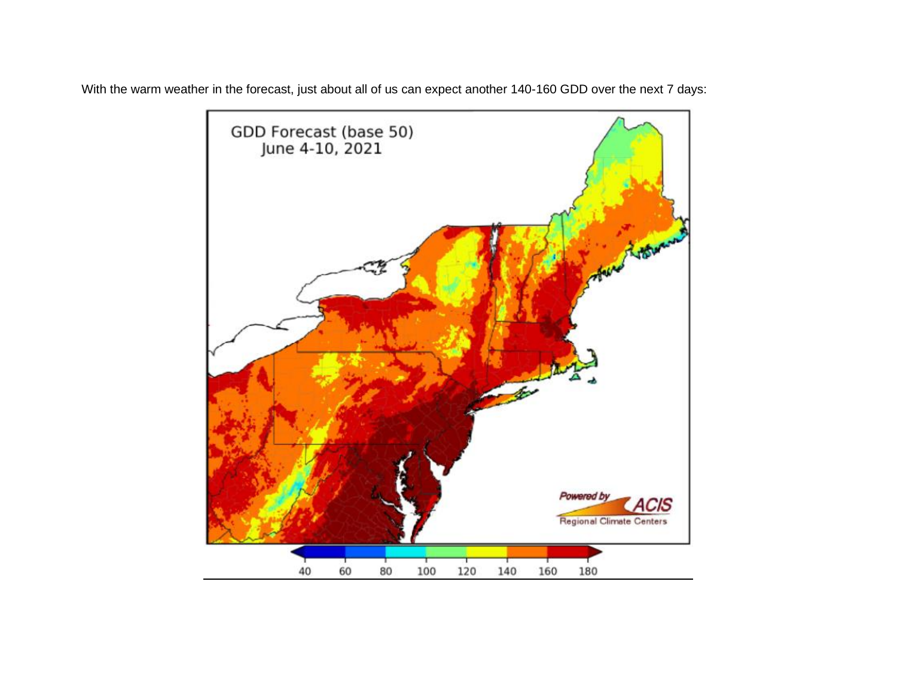With the warm weather in the forecast, just about all of us can expect another 140-160 GDD over the next 7 days: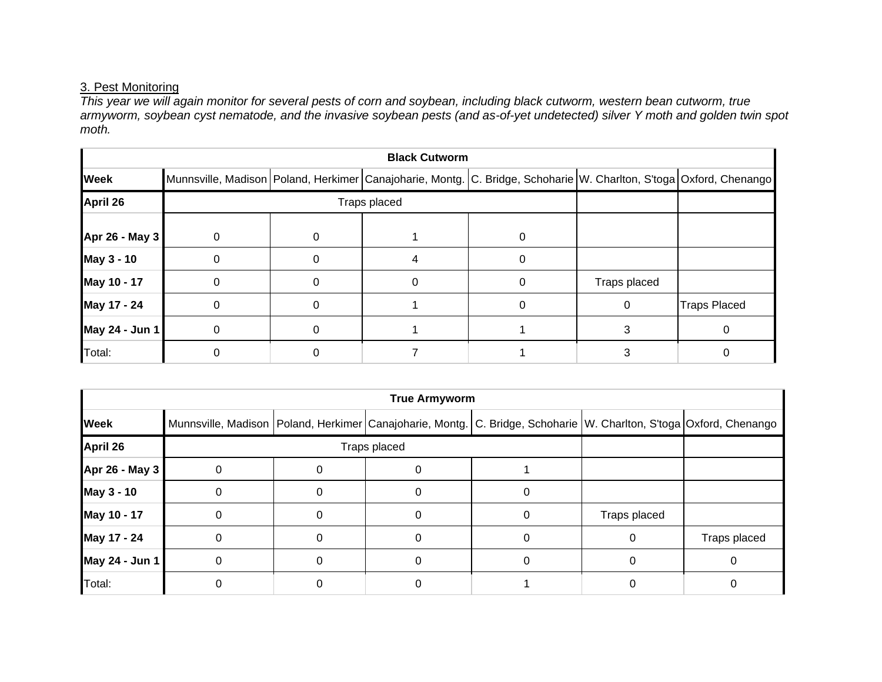3. Pest Monitoring

*This year we will again monitor for several pests of corn and soybean, including black cutworm, western bean cutworm, true armyworm, soybean cyst nematode, and the invasive soybean pests (and as-of-yet undetected) silver Y moth and golden twin spot moth.*

| **Black Cutworm** | | | | | | |
|---|---|---|---|---|---|---|
| **Week** | Munnsville, Madison | Poland, Herkimer | Canajoharie, Montg. | C. Bridge, Schoharie | W. Charlton, S'toga | Oxford, Chenango |
| **April 26** | Traps placed | | | | | |
| **Apr 26 - May 3** | 0 | 0 | 1 | 0 | | |
| **May 3 - 10** | 0 | 0 | 4 | 0 | | |
| **May 10 - 17** | 0 | 0 | 0 | 0 | Traps placed | |
| **May 17 - 24** | 0 | 0 | 1 | 0 | 0 | Traps Placed |
| **May 24 - Jun 1** | 0 | 0 | 1 | 1 | 3 | 0 |
| Total: | 0 | 0 | 7 | 1 | 3 | 0 |

| **True Armyworm** | | | | | | |
|---|---|---|---|---|---|---|
| **Week** | Munnsville, Madison | Poland, Herkimer | Canajoharie, Montg. | C. Bridge, Schoharie | W. Charlton, S'toga | Oxford, Chenango |
| **April 26** | Traps placed | | | | | |
| **Apr 26 - May 3** | 0 | 0 | 0 | 1 | | |
| **May 3 - 10** | 0 | 0 | 0 | 0 | | |
| **May 10 - 17** | 0 | 0 | 0 | 0 | Traps placed | |
| **May 17 - 24** | 0 | 0 | 0 | 0 | 0 | Traps placed |
| **May 24 - Jun 1** | 0 | 0 | 0 | 0 | 0 | 0 |
| Total: | 0 | 0 | 0 | 1 | 0 | 0 |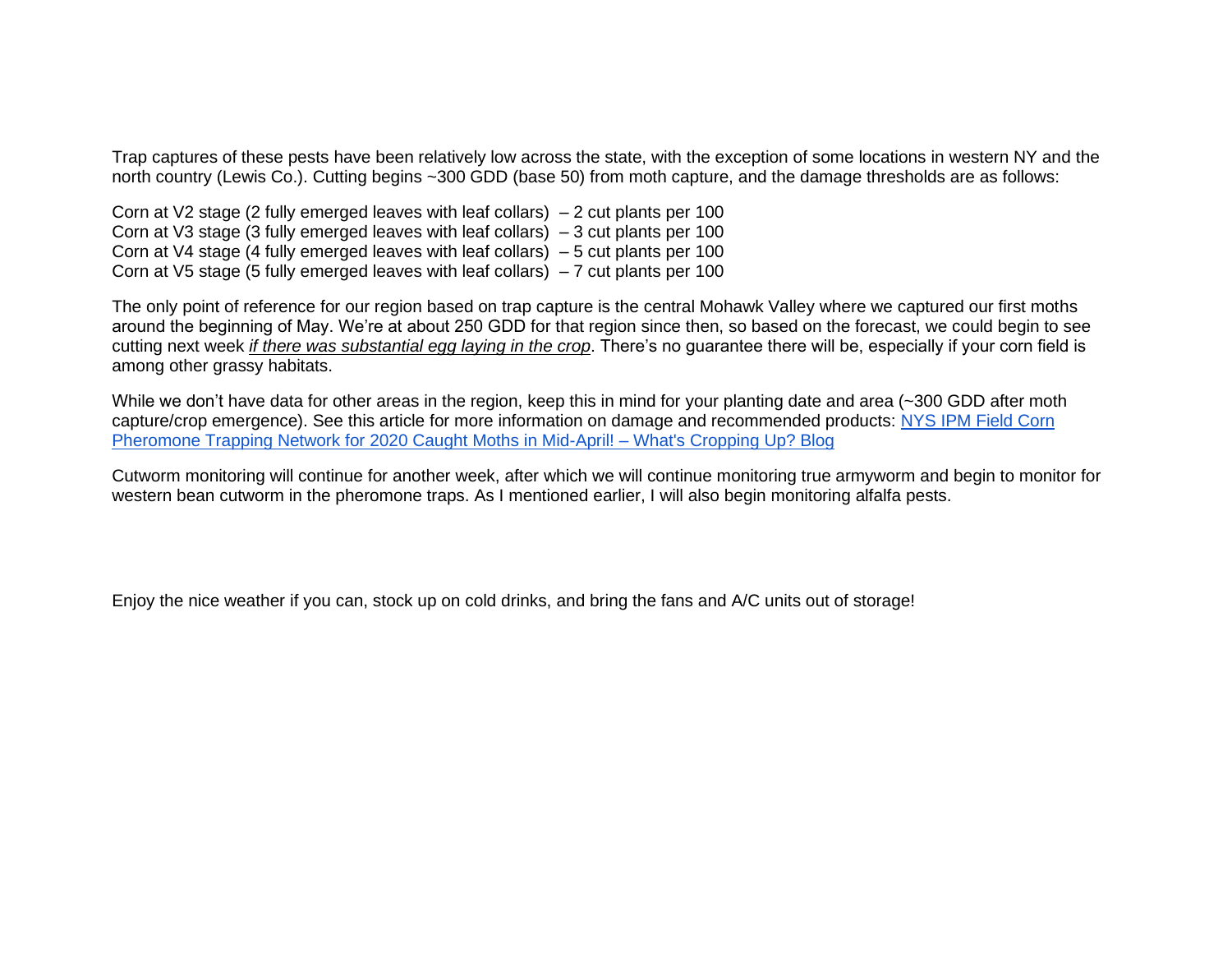Trap captures of these pests have been relatively low across the state, with the exception of some locations in western NY and the north country (Lewis Co.). Cutting begins ~300 GDD (base 50) from moth capture, and the damage thresholds are as follows:

Corn at V2 stage (2 fully emerged leaves with leaf collars) – 2 cut plants per 100
Corn at V3 stage (3 fully emerged leaves with leaf collars) – 3 cut plants per 100
Corn at V4 stage (4 fully emerged leaves with leaf collars) – 5 cut plants per 100
Corn at V5 stage (5 fully emerged leaves with leaf collars) – 7 cut plants per 100

The only point of reference for our region based on trap capture is the central Mohawk Valley where we captured our first moths around the beginning of May. We're at about 250 GDD for that region since then, so based on the forecast, we could begin to see cutting next week *if there was substantial egg laying in the crop*. There's no guarantee there will be, especially if your corn field is among other grassy habitats.

While we don't have data for other areas in the region, keep this in mind for your planting date and area (~300 GDD after moth capture/crop emergence). See this article for more information on damage and recommended products: [NYS IPM Field Corn Pheromone Trapping Network for 2020 Caught Moths in Mid-April! – What's Cropping Up? Blog]

Cutworm monitoring will continue for another week, after which we will continue monitoring true armyworm and begin to monitor for western bean cutworm in the pheromone traps. As I mentioned earlier, I will also begin monitoring alfalfa pests.

Enjoy the nice weather if you can, stock up on cold drinks, and bring the fans and A/C units out of storage!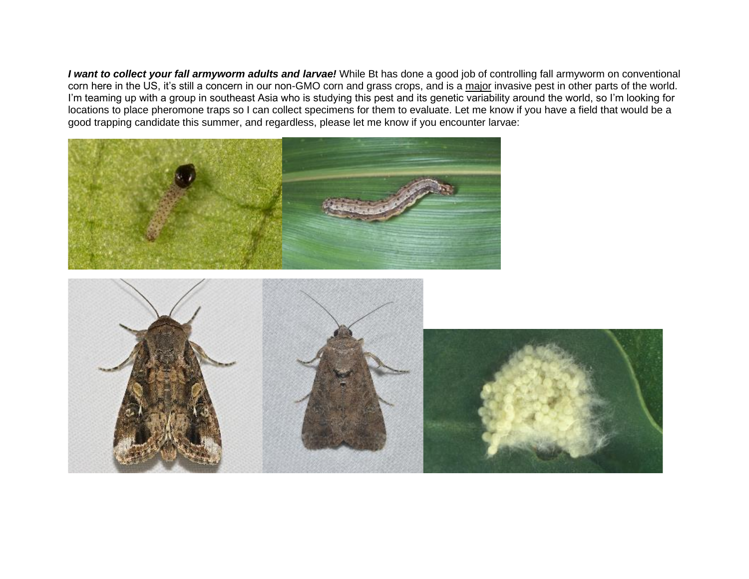***I want to collect your fall armyworm adults and larvae!*** While Bt has done a good job of controlling fall armyworm on conventional corn here in the US, it's still a concern in our non-GMO corn and grass crops, and is a <u>major</u> invasive pest in other parts of the world. I'm teaming up with a group in southeast Asia who is studying this pest and its genetic variability around the world, so I'm looking for locations to place pheromone traps so I can collect specimens for them to evaluate. Let me know if you have a field that would be a good trapping candidate this summer, and regardless, please let me know if you encounter larvae: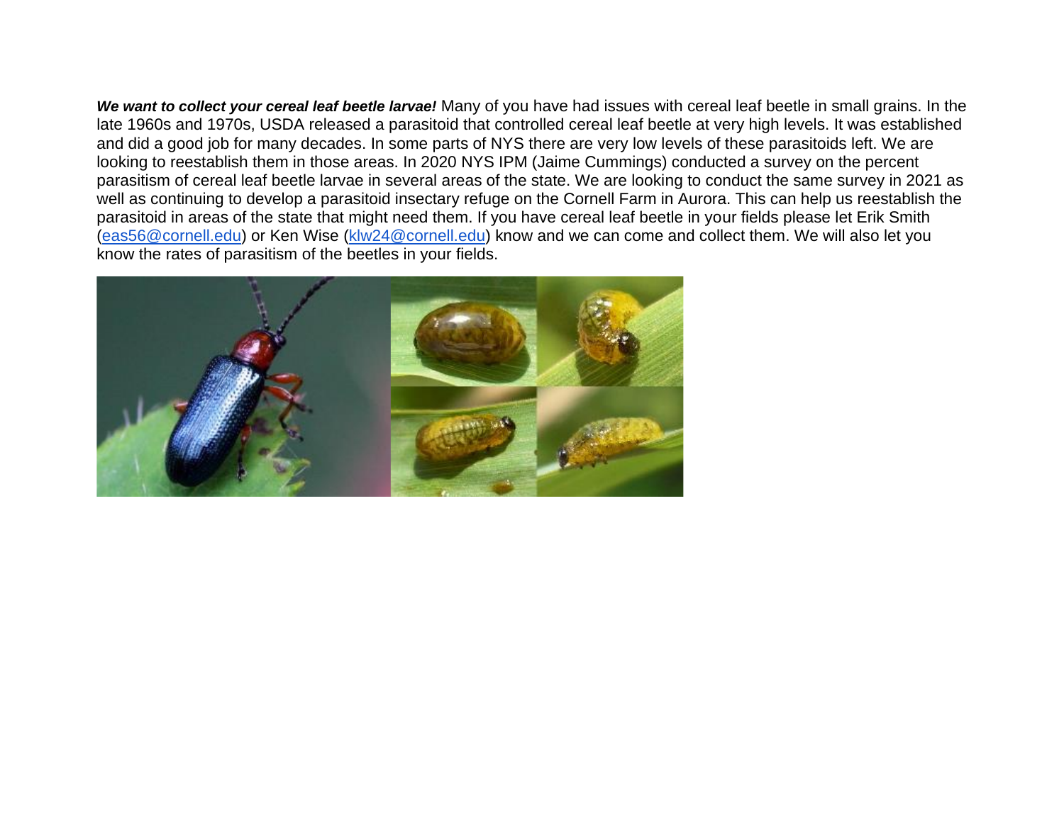***We want to collect your cereal leaf beetle larvae!*** Many of you have had issues with cereal leaf beetle in small grains. In the late 1960s and 1970s, USDA released a parasitoid that controlled cereal leaf beetle at very high levels. It was established and did a good job for many decades. In some parts of NYS there are very low levels of these parasitoids left. We are looking to reestablish them in those areas. In 2020 NYS IPM (Jaime Cummings) conducted a survey on the percent parasitism of cereal leaf beetle larvae in several areas of the state. We are looking to conduct the same survey in 2021 as well as continuing to develop a parasitoid insectary refuge on the Cornell Farm in Aurora. This can help us reestablish the parasitoid in areas of the state that might need them. If you have cereal leaf beetle in your fields please let Erik Smith (eas56@cornell.edu) or Ken Wise (klw24@cornell.edu) know and we can come and collect them. We will also let you know the rates of parasitism of the beetles in your fields.